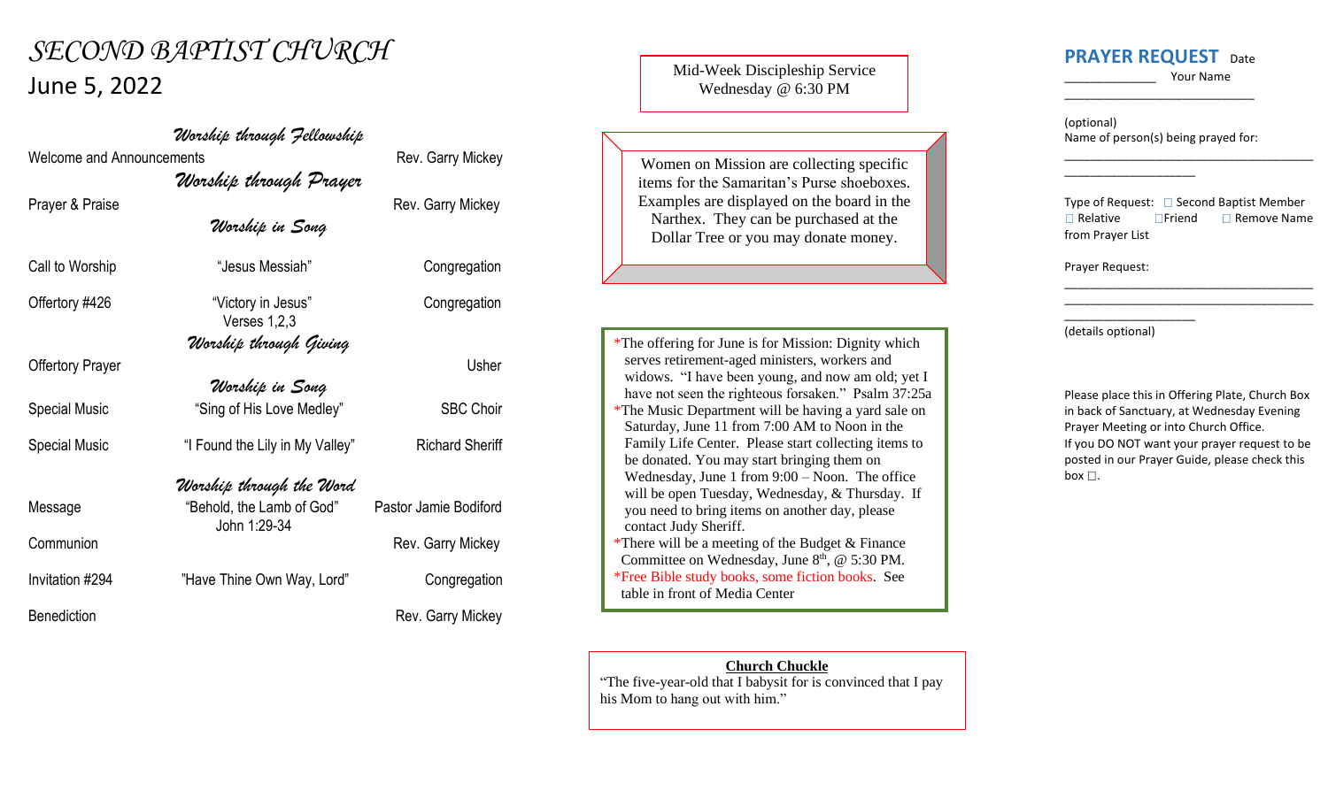# SECOND BAPTIST CHURCH

## June 5, 2022

### *Worship through Fellowship*

| | | |
|---|---|---|
| Welcome and Announcements | | Rev. Garry Mickey |

### *Worship through Prayer*

| | | |
|---|---|---|
| Prayer & Praise | | Rev. Garry Mickey |

### *Worship in Song*

| | | |
|---|---|---|
| Call to Worship | "Jesus Messiah" | Congregation |
| Offertory #426 | "Victory in Jesus" Verses 1,2,3 | Congregation |

### *Worship through Giving*

| | | |
|---|---|---|
| Offertory Prayer | | Usher |

### *Worship in Song*

| | | |
|---|---|---|
| Special Music | "Sing of His Love Medley" | SBC Choir |
| Special Music | "I Found the Lily in My Valley" | Richard Sheriff |

### *Worship through the Word*

| | | |
|---|---|---|
| Message | "Behold, the Lamb of God" John 1:29-34 | Pastor Jamie Bodiford |
| Communion | | Rev. Garry Mickey |
| Invitation #294 | "Have Thine Own Way, Lord" | Congregation |
| Benediction | | Rev. Garry Mickey |

---

Mid-Week Discipleship Service
Wednesday @ 6:30 PM

---

Women on Mission are collecting specific items for the Samaritan's Purse shoeboxes. Examples are displayed on the board in the Narthex. They can be purchased at the Dollar Tree or you may donate money.

---

*The offering for June is for Mission: Dignity which serves retirement-aged ministers, workers and widows. "I have been young, and now am old; yet I have not seen the righteous forsaken." Psalm 37:25a

*The Music Department will be having a yard sale on Saturday, June 11 from 7:00 AM to Noon in the Family Life Center. Please start collecting items to be donated. You may start bringing them on Wednesday, June 1 from 9:00 – Noon. The office will be open Tuesday, Wednesday, & Thursday. If you need to bring items on another day, please contact Judy Sheriff.

*There will be a meeting of the Budget & Finance Committee on Wednesday, June 8th, @ 5:30 PM.

*Free Bible study books, some fiction books. See table in front of Media Center

---

**Church Chuckle**

"The five-year-old that I babysit for is convinced that I pay his Mom to hang out with him."

---

## PRAYER REQUEST

Date ____________ Your Name ________________________

(optional)
Name of person(s) being prayed for: ________________________________________________

Type of Request: ☐ Second Baptist Member ☐ Relative ☐Friend ☐ Remove Name from Prayer List

Prayer Request: ________________________________________________
________________________________________________

(details optional)

Please place this in Offering Plate, Church Box in back of Sanctuary, at Wednesday Evening Prayer Meeting or into Church Office.
If you DO NOT want your prayer request to be posted in our Prayer Guide, please check this box ☐.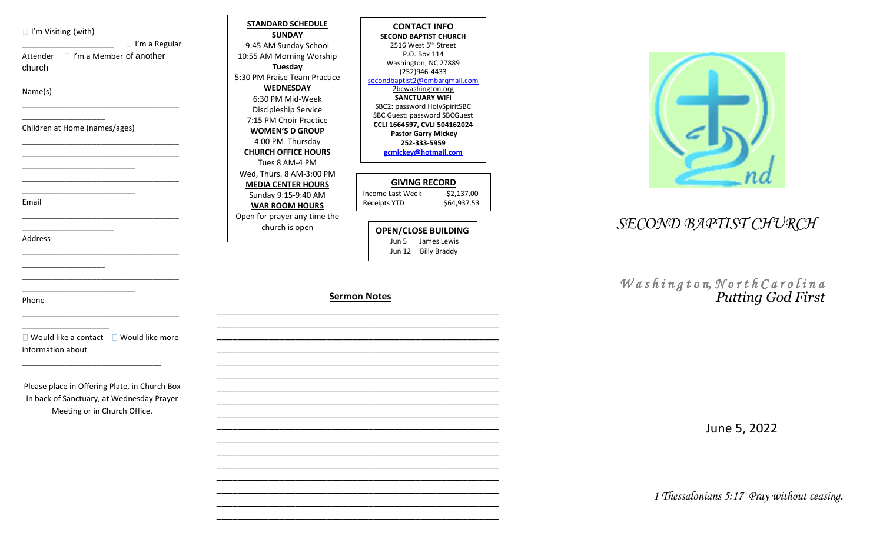☐ I'm Visiting (with)

____________________ ☐ I'm a Regular Attender ☐ I'm a Member of another church

Name(s)

______________________________________________________

Children at Home (names/ages)

______________________________________________________

______________________________________________________

______________________________________________________

Email

______________________________________________________

Address

______________________________________________________

______________________________________________________

Phone

______________________________________________________

☐ Would like a contact ☐ Would like more information about

______________________________

Please place in Offering Plate, in Church Box in back of Sanctuary, at Wednesday Prayer Meeting or in Church Office.

**STANDARD SCHEDULE**

**SUNDAY**

9:45 AM Sunday School

10:55 AM Morning Worship

**Tuesday**

5:30 PM Praise Team Practice

**WEDNESDAY**

6:30 PM Mid-Week Discipleship Service

7:15 PM Choir Practice

**WOMEN'S D GROUP**

4:00 PM Thursday

**CHURCH OFFICE HOURS**

Tues 8 AM-4 PM

Wed, Thurs. 8 AM-3:00 PM

**MEDIA CENTER HOURS**

Sunday 9:15-9:40 AM

**WAR ROOM HOURS**

Open for prayer any time the church is open

**CONTACT INFO**

**SECOND BAPTIST CHURCH**

2516 West 5th Street

P.O. Box 114

Washington, NC 27889

(252)946-4433

secondbaptist2@embarqmail.com

2bcwashington.org

**SANCTUARY WiFi**

SBC2: password HolySpiritSBC

SBC Guest: password SBCGuest

**CCLI 1664597, CVLI 504162024**

**Pastor Garry Mickey**

**252-333-5959**

**gcmickey@hotmail.com**

**GIVING RECORD**

| | |
|---|---|
| Income Last Week | $2,137.00 |
| Receipts YTD | $64,937.53 |

**OPEN/CLOSE BUILDING**

| | |
|---|---|
| Jun 5 | James Lewis |
| Jun 12 | Billy Braddy |

**Sermon Notes**

______________________________________________________

______________________________________________________

______________________________________________________

______________________________________________________

______________________________________________________

______________________________________________________

______________________________________________________

______________________________________________________

______________________________________________________

______________________________________________________

______________________________________________________

______________________________________________________

______________________________________________________

______________________________________________________

______________________________________________________

______________________________________________________

# *SECOND BAPTIST CHURCH*

*Washington, North Carolina*

*Putting God First*

June 5, 2022

*1 Thessalonians 5:17 Pray without ceasing.*